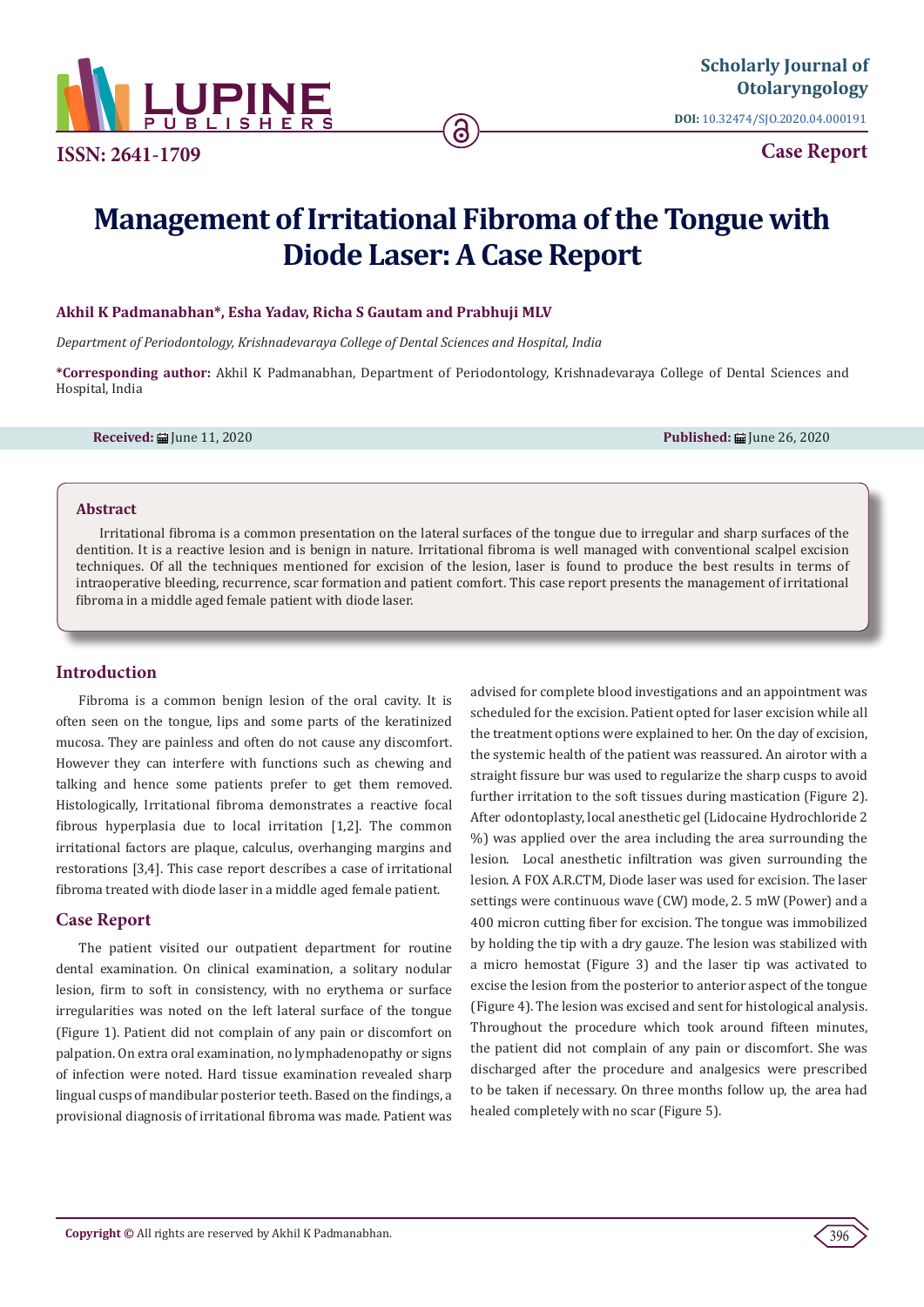Scholarly Journal of Otolaryngology

DOI: 10.32474/SJO.2020.04.000191

ISSN: 2641-1709

Case Report

# Management of Irritational Fibroma of the Tongue with Diode Laser: A Case Report

**Akhil K Padmanabhan\*, Esha Yadav, Richa S Gautam and Prabhuji MLV**

*Department of Periodontology, Krishnadevaraya College of Dental Sciences and Hospital, India*

**\*Corresponding author:** Akhil K Padmanabhan, Department of Periodontology, Krishnadevaraya College of Dental Sciences and Hospital, India

**Received:** June 11, 2020

**Published:** June 26, 2020

## Abstract

Irritational fibroma is a common presentation on the lateral surfaces of the tongue due to irregular and sharp surfaces of the dentition. It is a reactive lesion and is benign in nature. Irritational fibroma is well managed with conventional scalpel excision techniques. Of all the techniques mentioned for excision of the lesion, laser is found to produce the best results in terms of intraoperative bleeding, recurrence, scar formation and patient comfort. This case report presents the management of irritational fibroma in a middle aged female patient with diode laser.

## Introduction

Fibroma is a common benign lesion of the oral cavity. It is often seen on the tongue, lips and some parts of the keratinized mucosa. They are painless and often do not cause any discomfort. However they can interfere with functions such as chewing and talking and hence some patients prefer to get them removed. Histologically, Irritational fibroma demonstrates a reactive focal fibrous hyperplasia due to local irritation [1,2]. The common irritational factors are plaque, calculus, overhanging margins and restorations [3,4]. This case report describes a case of irritational fibroma treated with diode laser in a middle aged female patient.

## Case Report

The patient visited our outpatient department for routine dental examination. On clinical examination, a solitary nodular lesion, firm to soft in consistency, with no erythema or surface irregularities was noted on the left lateral surface of the tongue (Figure 1). Patient did not complain of any pain or discomfort on palpation. On extra oral examination, no lymphadenopathy or signs of infection were noted. Hard tissue examination revealed sharp lingual cusps of mandibular posterior teeth. Based on the findings, a provisional diagnosis of irritational fibroma was made. Patient was advised for complete blood investigations and an appointment was scheduled for the excision. Patient opted for laser excision while all the treatment options were explained to her. On the day of excision, the systemic health of the patient was reassured. An airotor with a straight fissure bur was used to regularize the sharp cusps to avoid further irritation to the soft tissues during mastication (Figure 2). After odontoplasty, local anesthetic gel (Lidocaine Hydrochloride 2 %) was applied over the area including the area surrounding the lesion. Local anesthetic infiltration was given surrounding the lesion. A FOX A.R.CTM, Diode laser was used for excision. The laser settings were continuous wave (CW) mode, 2. 5 mW (Power) and a 400 micron cutting fiber for excision. The tongue was immobilized by holding the tip with a dry gauze. The lesion was stabilized with a micro hemostat (Figure 3) and the laser tip was activated to excise the lesion from the posterior to anterior aspect of the tongue (Figure 4). The lesion was excised and sent for histological analysis. Throughout the procedure which took around fifteen minutes, the patient did not complain of any pain or discomfort. She was discharged after the procedure and analgesics were prescribed to be taken if necessary. On three months follow up, the area had healed completely with no scar (Figure 5).

**Copyright ©** All rights are reserved by Akhil K Padmanabhan.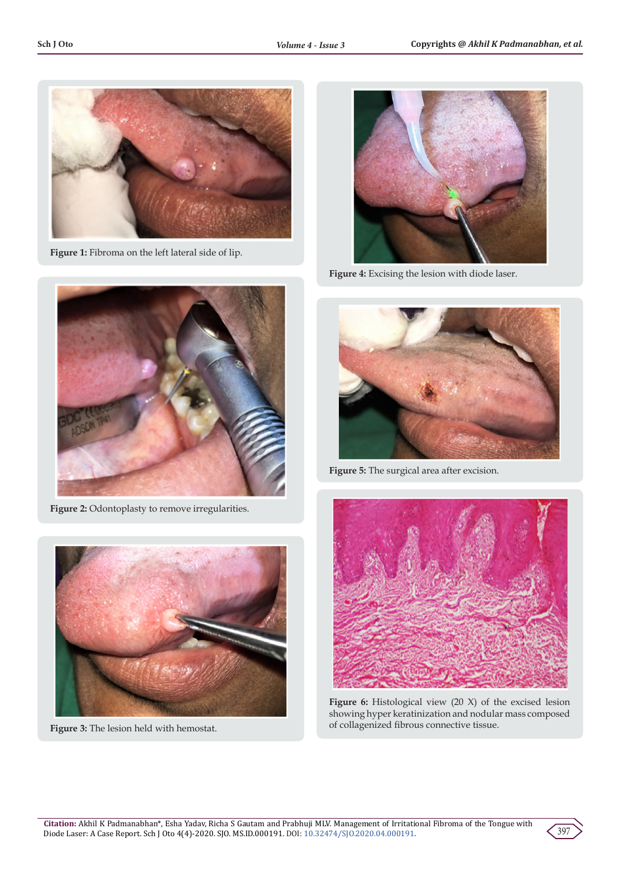Figure 1: Fibroma on the left lateral side of lip.

Figure 2: Odontoplasty to remove irregularities.

Figure 3: The lesion held with hemostat.

Figure 4: Excising the lesion with diode laser.

Figure 5: The surgical area after excision.

Figure 6: Histological view (20 X) of the excised lesion showing hyper keratinization and nodular mass composed of collagenized fibrous connective tissue.

**Citation:** Akhil K Padmanabhan*, Esha Yadav, Richa S Gautam and Prabhuji MLV. Management of Irritational Fibroma of the Tongue with Diode Laser: A Case Report. Sch J Oto 4(4)-2020. SJO. MS.ID.000191. DOI: 10.32474/SJO.2020.04.000191.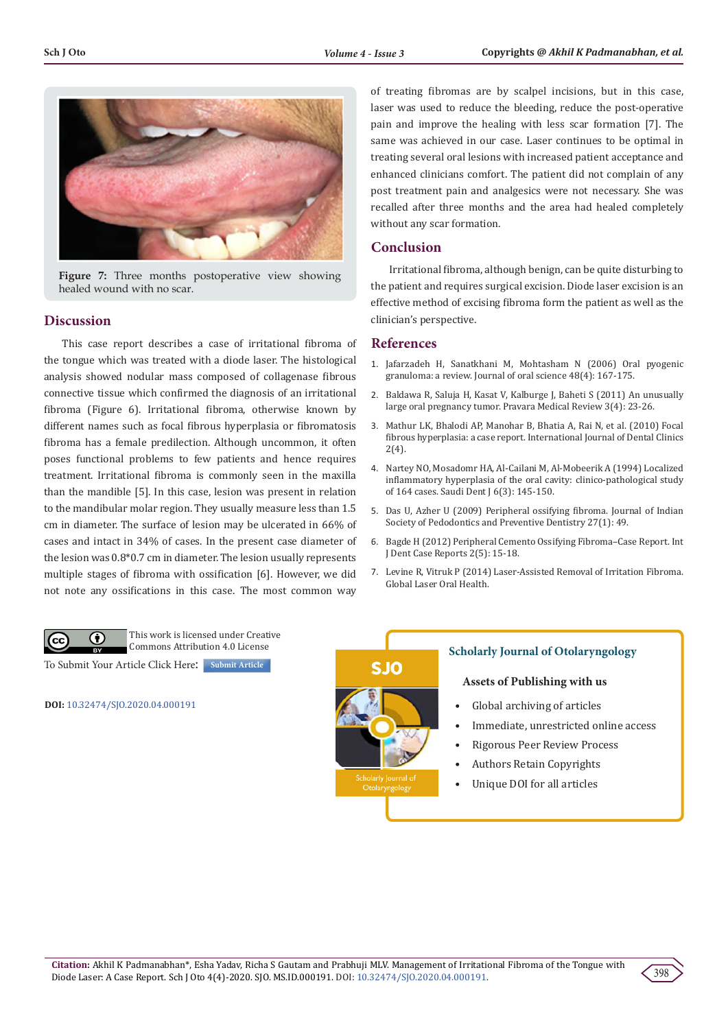Figure 7: Three months postoperative view showing healed wound with no scar.

## Discussion

This case report describes a case of irritational fibroma of the tongue which was treated with a diode laser. The histological analysis showed nodular mass composed of collagenase fibrous connective tissue which confirmed the diagnosis of an irritational fibroma (Figure 6). Irritational fibroma, otherwise known by different names such as focal fibrous hyperplasia or fibromatosis fibroma has a female predilection. Although uncommon, it often poses functional problems to few patients and hence requires treatment. Irritational fibroma is commonly seen in the maxilla than the mandible [5]. In this case, lesion was present in relation to the mandibular molar region. They usually measure less than 1.5 cm in diameter. The surface of lesion may be ulcerated in 66% of cases and intact in 34% of cases. In the present case diameter of the lesion was 0.8*0.7 cm in diameter. The lesion usually represents multiple stages of fibroma with ossification [6]. However, we did not note any ossifications in this case. The most common way of treating fibromas are by scalpel incisions, but in this case, laser was used to reduce the bleeding, reduce the post-operative pain and improve the healing with less scar formation [7]. The same was achieved in our case. Laser continues to be optimal in treating several oral lesions with increased patient acceptance and enhanced clinicians comfort. The patient did not complain of any post treatment pain and analgesics were not necessary. She was recalled after three months and the area had healed completely without any scar formation.

## Conclusion

Irritational fibroma, although benign, can be quite disturbing to the patient and requires surgical excision. Diode laser excision is an effective method of excising fibroma form the patient as well as the clinician's perspective.

## References

1. Jafarzadeh H, Sanatkhani M, Mohtasham N (2006) Oral pyogenic granuloma: a review. Journal of oral science 48(4): 167-175.
2. Baldawa R, Saluja H, Kasat V, Kalburge J, Baheti S (2011) An unusually large oral pregnancy tumor. Pravara Medical Review 3(4): 23-26.
3. Mathur LK, Bhalodi AP, Manohar B, Bhatia A, Rai N, et al. (2010) Focal fibrous hyperplasia: a case report. International Journal of Dental Clinics 2(4).
4. Nartey NO, Mosadomr HA, Al-Cailani M, Al-Mobeerik A (1994) Localized inflammatory hyperplasia of the oral cavity: clinico-pathological study of 164 cases. Saudi Dent J 6(3): 145-150.
5. Das U, Azher U (2009) Peripheral ossifying fibroma. Journal of Indian Society of Pedodontics and Preventive Dentistry 27(1): 49.
6. Bagde H (2012) Peripheral Cemento Ossifying Fibroma–Case Report. Int J Dent Case Reports 2(5): 15-18.
7. Levine R, Vitruk P (2014) Laser-Assisted Removal of Irritation Fibroma. Global Laser Oral Health.

This work is licensed under Creative Commons Attribution 4.0 License

To Submit Your Article Click Here: Submit Article

**DOI:** 10.32474/SJO.2020.04.000191

**Scholarly Journal of Otolaryngology**

**Assets of Publishing with us**

- Global archiving of articles
- Immediate, unrestricted online access
- Rigorous Peer Review Process
- Authors Retain Copyrights
- Unique DOI for all articles

**Citation:** Akhil K Padmanabhan*, Esha Yadav, Richa S Gautam and Prabhuji MLV. Management of Irritational Fibroma of the Tongue with Diode Laser: A Case Report. Sch J Oto 4(4)-2020. SJO. MS.ID.000191. DOI: 10.32474/SJO.2020.04.000191.